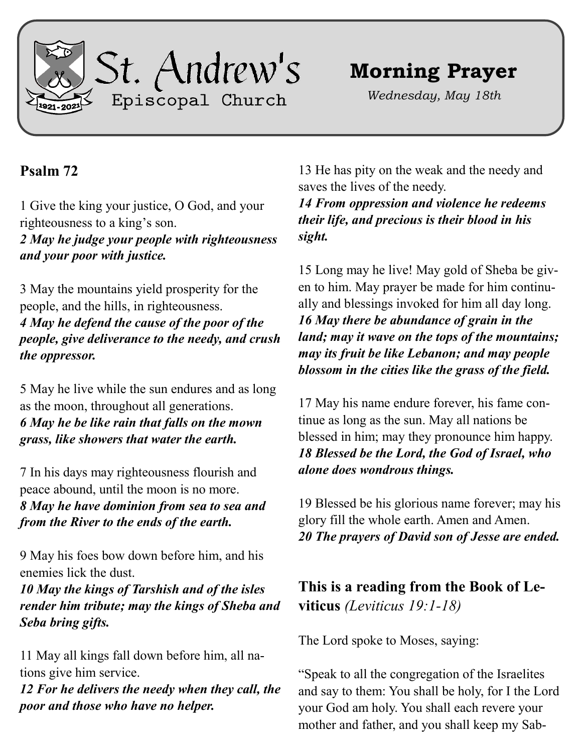# St. Andrew's Episcopal Church

1921-2021

## Morning Prayer

*Wednesday, May 18th*

## Psalm 72

1 Give the king your justice, O God, and your righteousness to a king's son.
***2 May he judge your people with righteousness and your poor with justice.***

3 May the mountains yield prosperity for the people, and the hills, in righteousness.
***4 May he defend the cause of the poor of the people, give deliverance to the needy, and crush the oppressor.***

5 May he live while the sun endures and as long as the moon, throughout all generations.
***6 May he be like rain that falls on the mown grass, like showers that water the earth.***

7 In his days may righteousness flourish and peace abound, until the moon is no more.
***8 May he have dominion from sea to sea and from the River to the ends of the earth.***

9 May his foes bow down before him, and his enemies lick the dust.
***10 May the kings of Tarshish and of the isles render him tribute; may the kings of Sheba and Seba bring gifts.***

11 May all kings fall down before him, all nations give him service.
***12 For he delivers the needy when they call, the poor and those who have no helper.***

13 He has pity on the weak and the needy and saves the lives of the needy.
***14 From oppression and violence he redeems their life, and precious is their blood in his sight.***

15 Long may he live! May gold of Sheba be given to him. May prayer be made for him continually and blessings invoked for him all day long.
***16 May there be abundance of grain in the land; may it wave on the tops of the mountains; may its fruit be like Lebanon; and may people blossom in the cities like the grass of the field.***

17 May his name endure forever, his fame continue as long as the sun. May all nations be blessed in him; may they pronounce him happy.
***18 Blessed be the Lord, the God of Israel, who alone does wondrous things.***

19 Blessed be his glorious name forever; may his glory fill the whole earth. Amen and Amen.
***20 The prayers of David son of Jesse are ended.***

## This is a reading from the Book of Leviticus *(Leviticus 19:1-18)*

The Lord spoke to Moses, saying:

"Speak to all the congregation of the Israelites and say to them: You shall be holy, for I the Lord your God am holy. You shall each revere your mother and father, and you shall keep my Sab-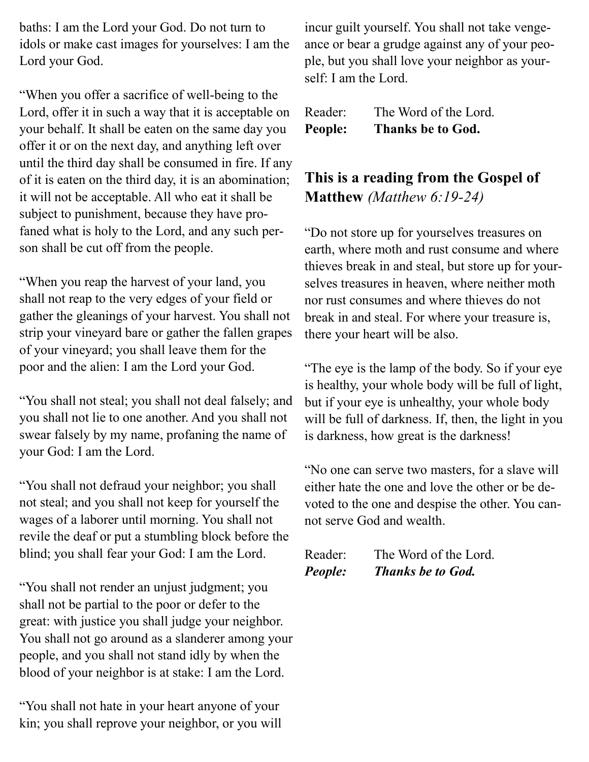baths: I am the Lord your God. Do not turn to idols or make cast images for yourselves: I am the Lord your God.

"When you offer a sacrifice of well-being to the Lord, offer it in such a way that it is acceptable on your behalf. It shall be eaten on the same day you offer it or on the next day, and anything left over until the third day shall be consumed in fire. If any of it is eaten on the third day, it is an abomination; it will not be acceptable. All who eat it shall be subject to punishment, because they have profaned what is holy to the Lord, and any such person shall be cut off from the people.

"When you reap the harvest of your land, you shall not reap to the very edges of your field or gather the gleanings of your harvest. You shall not strip your vineyard bare or gather the fallen grapes of your vineyard; you shall leave them for the poor and the alien: I am the Lord your God.

"You shall not steal; you shall not deal falsely; and you shall not lie to one another. And you shall not swear falsely by my name, profaning the name of your God: I am the Lord.

"You shall not defraud your neighbor; you shall not steal; and you shall not keep for yourself the wages of a laborer until morning. You shall not revile the deaf or put a stumbling block before the blind; you shall fear your God: I am the Lord.

"You shall not render an unjust judgment; you shall not be partial to the poor or defer to the great: with justice you shall judge your neighbor. You shall not go around as a slanderer among your people, and you shall not stand idly by when the blood of your neighbor is at stake: I am the Lord.

"You shall not hate in your heart anyone of your kin; you shall reprove your neighbor, or you will incur guilt yourself. You shall not take vengeance or bear a grudge against any of your people, but you shall love your neighbor as yourself: I am the Lord.

Reader: The Word of the Lord.
**People: Thanks be to God.**

### This is a reading from the Gospel of Matthew *(Matthew 6:19-24)*

"Do not store up for yourselves treasures on earth, where moth and rust consume and where thieves break in and steal, but store up for yourselves treasures in heaven, where neither moth nor rust consumes and where thieves do not break in and steal. For where your treasure is, there your heart will be also.

"The eye is the lamp of the body. So if your eye is healthy, your whole body will be full of light, but if your eye is unhealthy, your whole body will be full of darkness. If, then, the light in you is darkness, how great is the darkness!

"No one can serve two masters, for a slave will either hate the one and love the other or be devoted to the one and despise the other. You cannot serve God and wealth.

Reader: The Word of the Lord.
***People: Thanks be to God.***